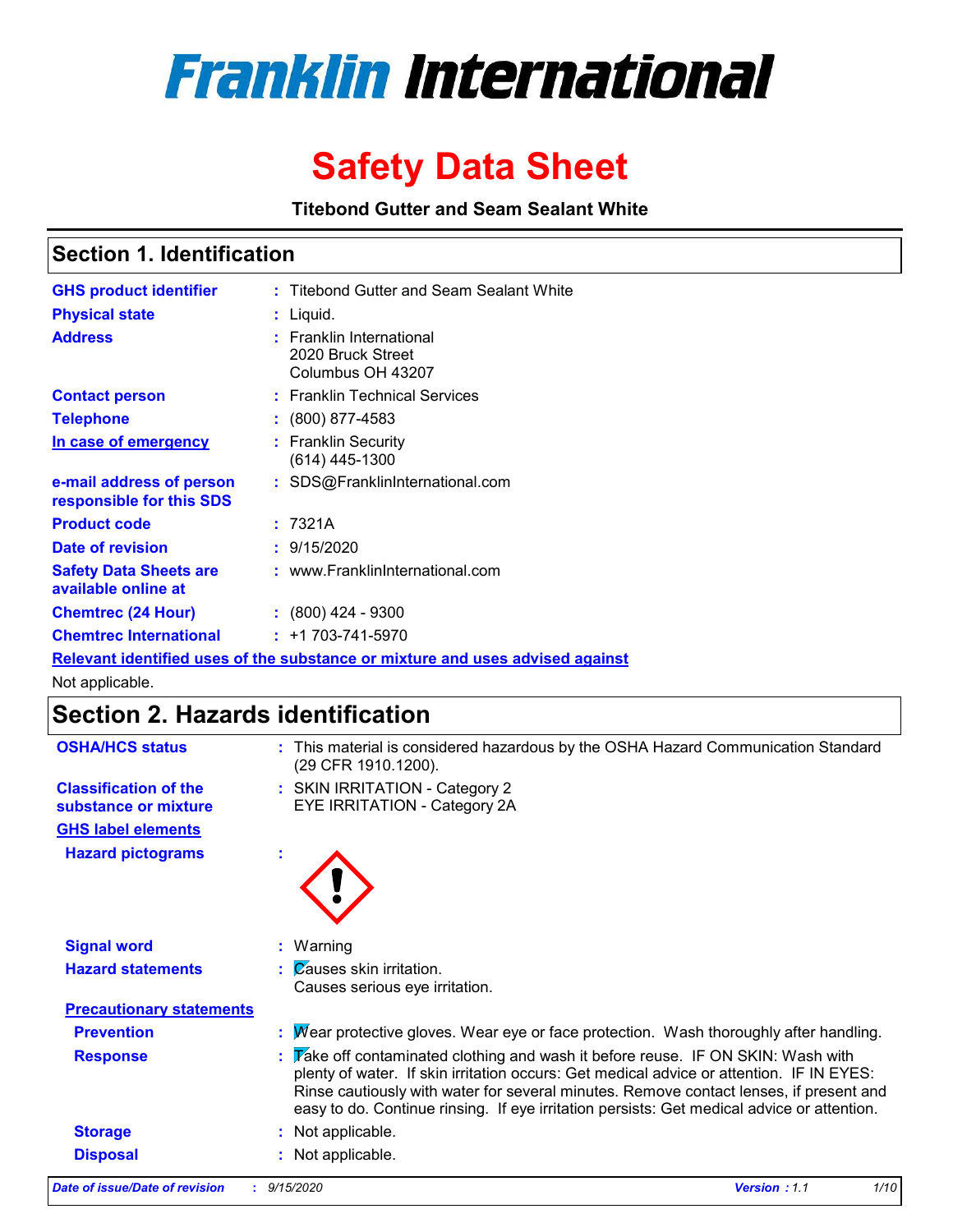# Franklin International

# Safety Data Sheet

**Titebond Gutter and Seam Sealant White**

## Section 1. Identification

| | |
|---|---|
| **GHS product identifier** | : Titebond Gutter and Seam Sealant White |
| **Physical state** | : Liquid. |
| **Address** | : Franklin International<br>2020 Bruck Street<br>Columbus OH 43207 |
| **Contact person** | : Franklin Technical Services |
| **Telephone** | : (800) 877-4583 |
| **In case of emergency** | : Franklin Security<br>(614) 445-1300 |
| **e-mail address of person responsible for this SDS** | : SDS@FranklinInternational.com |
| **Product code** | : 7321A |
| **Date of revision** | : 9/15/2020 |
| **Safety Data Sheets are available online at** | : www.FranklinInternational.com |
| **Chemtrec (24 Hour)** | : (800) 424 - 9300 |
| **Chemtrec International** | : +1 703-741-5970 |

**Relevant identified uses of the substance or mixture and uses advised against**

Not applicable.

## Section 2. Hazards identification

| | |
|---|---|
| **OSHA/HCS status** | : This material is considered hazardous by the OSHA Hazard Communication Standard (29 CFR 1910.1200). |
| **Classification of the substance or mixture** | : SKIN IRRITATION - Category 2<br>EYE IRRITATION - Category 2A |

**GHS label elements**

| | |
|---|---|
| **Hazard pictograms** | : |
| **Signal word** | : Warning |
| **Hazard statements** | : Causes skin irritation.<br>Causes serious eye irritation. |

**Precautionary statements**

| | |
|---|---|
| **Prevention** | : Wear protective gloves. Wear eye or face protection. Wash thoroughly after handling. |
| **Response** | : Take off contaminated clothing and wash it before reuse. IF ON SKIN: Wash with plenty of water. If skin irritation occurs: Get medical advice or attention. IF IN EYES: Rinse cautiously with water for several minutes. Remove contact lenses, if present and easy to do. Continue rinsing. If eye irritation persists: Get medical advice or attention. |
| **Storage** | : Not applicable. |
| **Disposal** | : Not applicable. |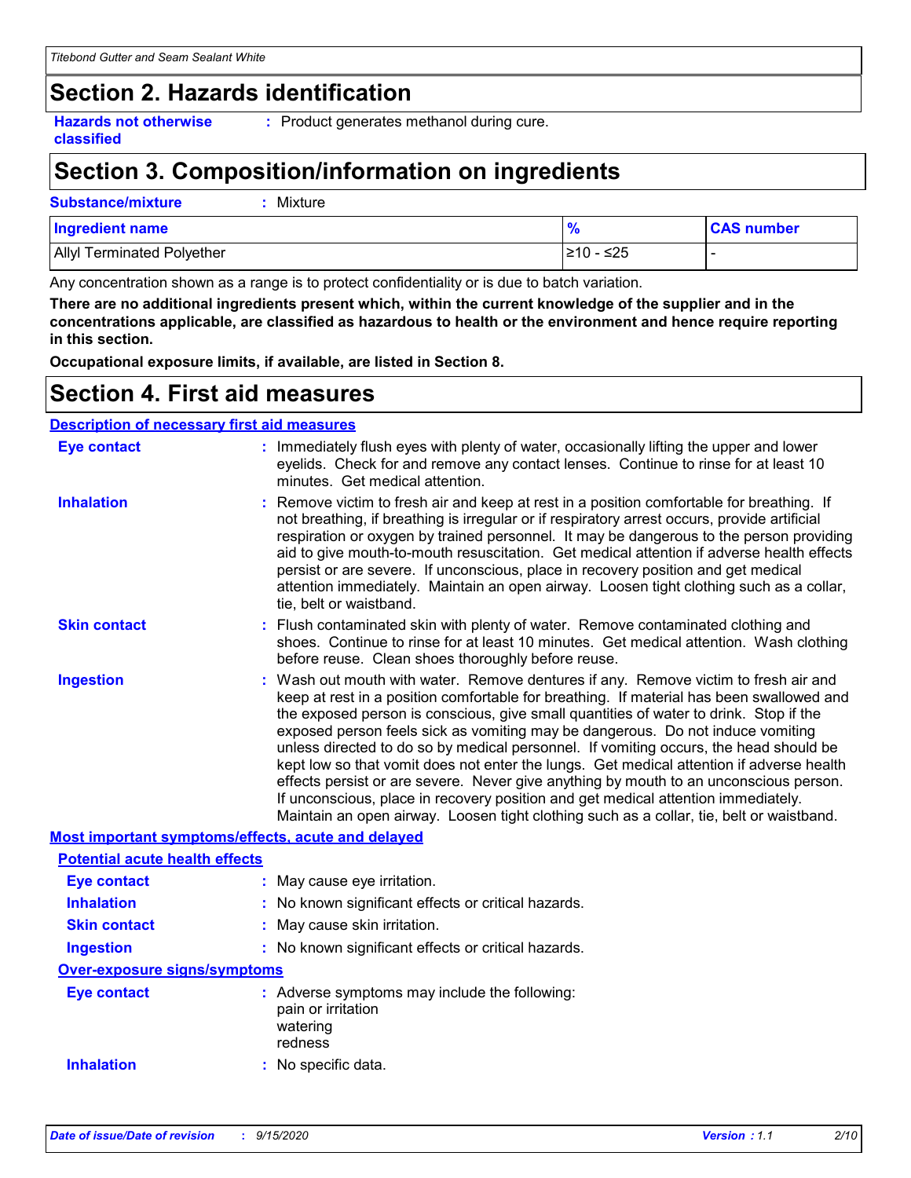## Section 2. Hazards identification

**Hazards not otherwise classified** : Product generates methanol during cure.

## Section 3. Composition/information on ingredients

**Substance/mixture** : Mixture

| Ingredient name | % | CAS number |
|---|---|---|
| Allyl Terminated Polyether | ≥10 - ≤25 | - |

Any concentration shown as a range is to protect confidentiality or is due to batch variation.

**There are no additional ingredients present which, within the current knowledge of the supplier and in the concentrations applicable, are classified as hazardous to health or the environment and hence require reporting in this section.**

**Occupational exposure limits, if available, are listed in Section 8.**

## Section 4. First aid measures

### Description of necessary first aid measures

**Eye contact** : Immediately flush eyes with plenty of water, occasionally lifting the upper and lower eyelids. Check for and remove any contact lenses. Continue to rinse for at least 10 minutes. Get medical attention.

**Inhalation** : Remove victim to fresh air and keep at rest in a position comfortable for breathing. If not breathing, if breathing is irregular or if respiratory arrest occurs, provide artificial respiration or oxygen by trained personnel. It may be dangerous to the person providing aid to give mouth-to-mouth resuscitation. Get medical attention if adverse health effects persist or are severe. If unconscious, place in recovery position and get medical attention immediately. Maintain an open airway. Loosen tight clothing such as a collar, tie, belt or waistband.

**Skin contact** : Flush contaminated skin with plenty of water. Remove contaminated clothing and shoes. Continue to rinse for at least 10 minutes. Get medical attention. Wash clothing before reuse. Clean shoes thoroughly before reuse.

**Ingestion** : Wash out mouth with water. Remove dentures if any. Remove victim to fresh air and keep at rest in a position comfortable for breathing. If material has been swallowed and the exposed person is conscious, give small quantities of water to drink. Stop if the exposed person feels sick as vomiting may be dangerous. Do not induce vomiting unless directed to do so by medical personnel. If vomiting occurs, the head should be kept low so that vomit does not enter the lungs. Get medical attention if adverse health effects persist or are severe. Never give anything by mouth to an unconscious person. If unconscious, place in recovery position and get medical attention immediately. Maintain an open airway. Loosen tight clothing such as a collar, tie, belt or waistband.

### Most important symptoms/effects, acute and delayed

#### Potential acute health effects

**Eye contact** : May cause eye irritation.

**Inhalation** : No known significant effects or critical hazards.

**Skin contact** : May cause skin irritation.

**Ingestion** : No known significant effects or critical hazards.

#### Over-exposure signs/symptoms

**Eye contact** : Adverse symptoms may include the following:
pain or irritation
watering
redness

**Inhalation** : No specific data.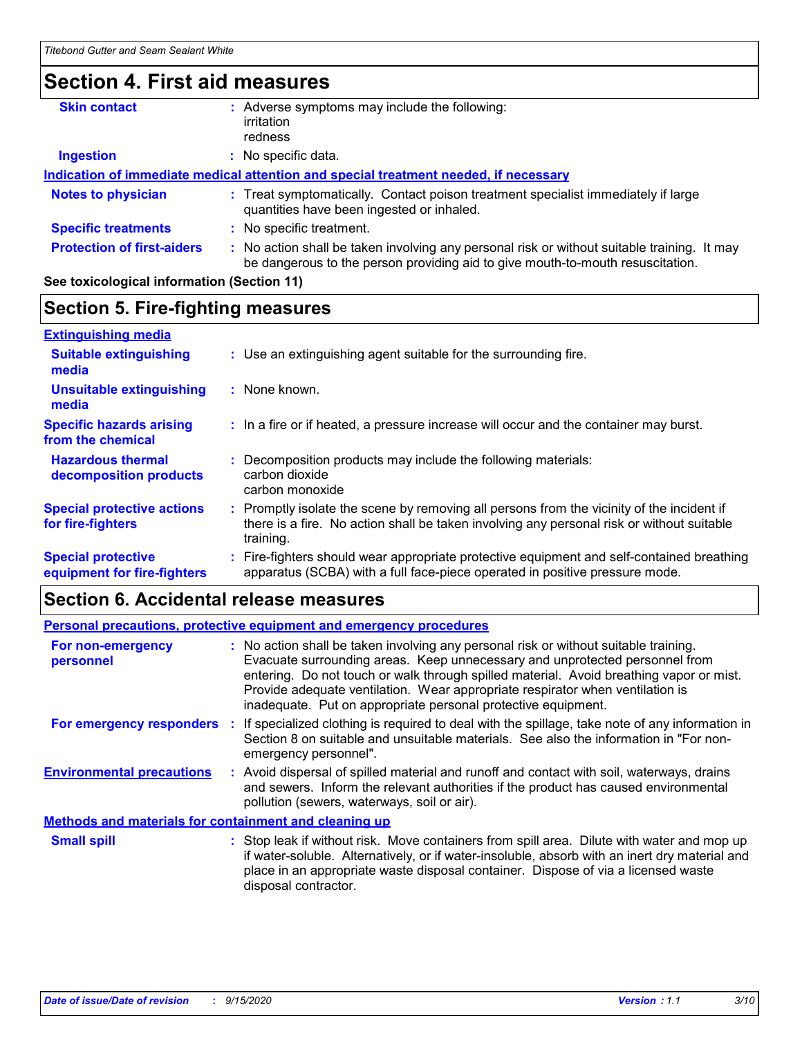## Section 4. First aid measures

| | |
|---|---|
| **Skin contact** | : Adverse symptoms may include the following:<br>irritation<br>redness |
| **Ingestion** | : No specific data. |

**Indication of immediate medical attention and special treatment needed, if necessary**

| | |
|---|---|
| **Notes to physician** | : Treat symptomatically. Contact poison treatment specialist immediately if large quantities have been ingested or inhaled. |
| **Specific treatments** | : No specific treatment. |
| **Protection of first-aiders** | : No action shall be taken involving any personal risk or without suitable training. It may be dangerous to the person providing aid to give mouth-to-mouth resuscitation. |

**See toxicological information (Section 11)**

## Section 5. Fire-fighting measures

**Extinguishing media**

| | |
|---|---|
| **Suitable extinguishing media** | : Use an extinguishing agent suitable for the surrounding fire. |
| **Unsuitable extinguishing media** | : None known. |
| **Specific hazards arising from the chemical** | : In a fire or if heated, a pressure increase will occur and the container may burst. |
| **Hazardous thermal decomposition products** | : Decomposition products may include the following materials:<br>carbon dioxide<br>carbon monoxide |
| **Special protective actions for fire-fighters** | : Promptly isolate the scene by removing all persons from the vicinity of the incident if there is a fire. No action shall be taken involving any personal risk or without suitable training. |
| **Special protective equipment for fire-fighters** | : Fire-fighters should wear appropriate protective equipment and self-contained breathing apparatus (SCBA) with a full face-piece operated in positive pressure mode. |

## Section 6. Accidental release measures

**Personal precautions, protective equipment and emergency procedures**

| | |
|---|---|
| **For non-emergency personnel** | : No action shall be taken involving any personal risk or without suitable training. Evacuate surrounding areas. Keep unnecessary and unprotected personnel from entering. Do not touch or walk through spilled material. Avoid breathing vapor or mist. Provide adequate ventilation. Wear appropriate respirator when ventilation is inadequate. Put on appropriate personal protective equipment. |
| **For emergency responders** | : If specialized clothing is required to deal with the spillage, take note of any information in Section 8 on suitable and unsuitable materials. See also the information in "For non-emergency personnel". |
| **Environmental precautions** | : Avoid dispersal of spilled material and runoff and contact with soil, waterways, drains and sewers. Inform the relevant authorities if the product has caused environmental pollution (sewers, waterways, soil or air). |

**Methods and materials for containment and cleaning up**

| | |
|---|---|
| **Small spill** | : Stop leak if without risk. Move containers from spill area. Dilute with water and mop up if water-soluble. Alternatively, or if water-insoluble, absorb with an inert dry material and place in an appropriate waste disposal container. Dispose of via a licensed waste disposal contractor. |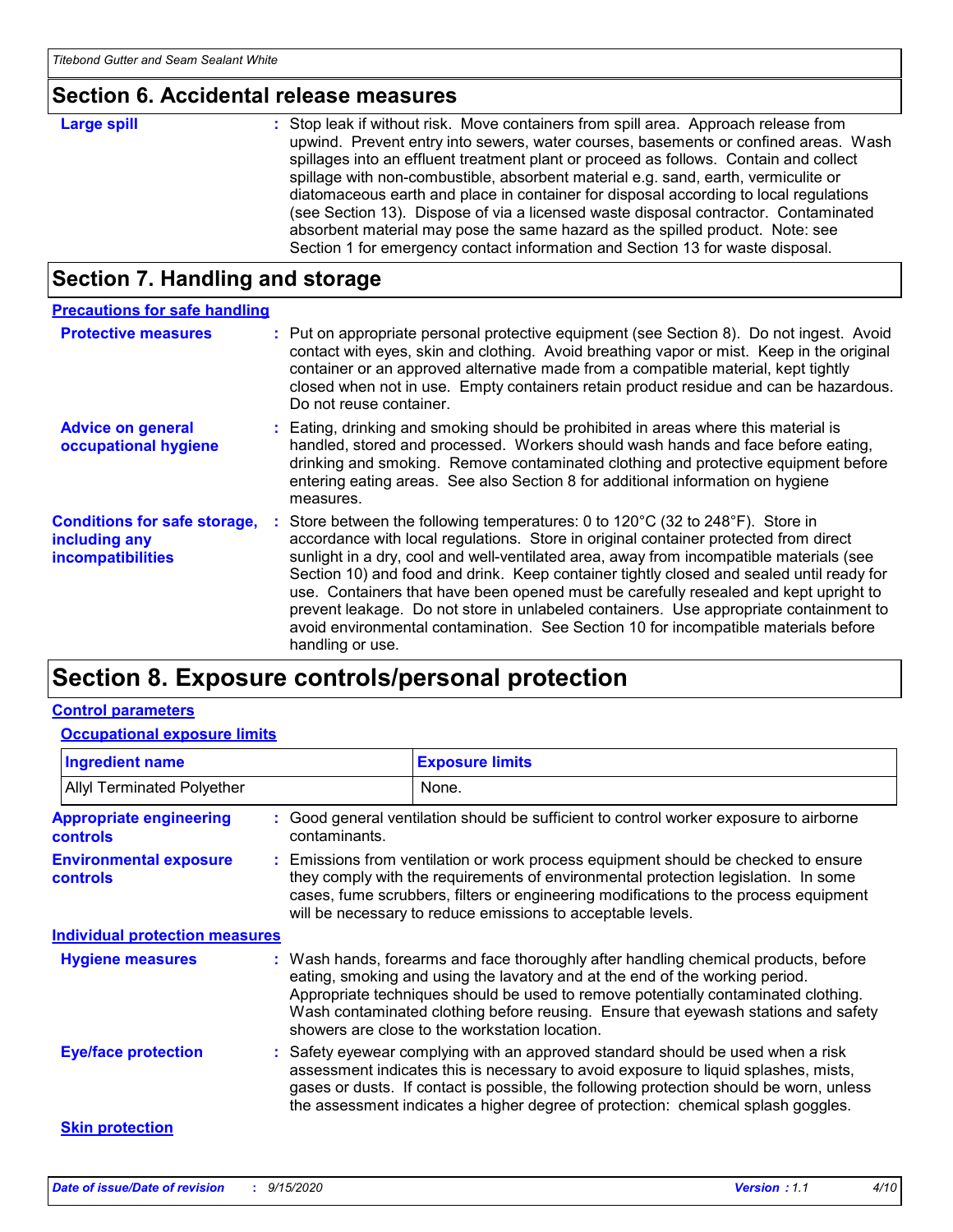## Section 6. Accidental release measures

**Large spill** : Stop leak if without risk. Move containers from spill area. Approach release from upwind. Prevent entry into sewers, water courses, basements or confined areas. Wash spillages into an effluent treatment plant or proceed as follows. Contain and collect spillage with non-combustible, absorbent material e.g. sand, earth, vermiculite or diatomaceous earth and place in container for disposal according to local regulations (see Section 13). Dispose of via a licensed waste disposal contractor. Contaminated absorbent material may pose the same hazard as the spilled product. Note: see Section 1 for emergency contact information and Section 13 for waste disposal.

## Section 7. Handling and storage

### Precautions for safe handling

**Protective measures** : Put on appropriate personal protective equipment (see Section 8). Do not ingest. Avoid contact with eyes, skin and clothing. Avoid breathing vapor or mist. Keep in the original container or an approved alternative made from a compatible material, kept tightly closed when not in use. Empty containers retain product residue and can be hazardous. Do not reuse container.

**Advice on general occupational hygiene** : Eating, drinking and smoking should be prohibited in areas where this material is handled, stored and processed. Workers should wash hands and face before eating, drinking and smoking. Remove contaminated clothing and protective equipment before entering eating areas. See also Section 8 for additional information on hygiene measures.

**Conditions for safe storage, including any incompatibilities** : Store between the following temperatures: 0 to 120°C (32 to 248°F). Store in accordance with local regulations. Store in original container protected from direct sunlight in a dry, cool and well-ventilated area, away from incompatible materials (see Section 10) and food and drink. Keep container tightly closed and sealed until ready for use. Containers that have been opened must be carefully resealed and kept upright to prevent leakage. Do not store in unlabeled containers. Use appropriate containment to avoid environmental contamination. See Section 10 for incompatible materials before handling or use.

## Section 8. Exposure controls/personal protection

### Control parameters

#### Occupational exposure limits

| Ingredient name | Exposure limits |
|---|---|
| Allyl Terminated Polyether | None. |

**Appropriate engineering controls** : Good general ventilation should be sufficient to control worker exposure to airborne contaminants.

**Environmental exposure controls** : Emissions from ventilation or work process equipment should be checked to ensure they comply with the requirements of environmental protection legislation. In some cases, fume scrubbers, filters or engineering modifications to the process equipment will be necessary to reduce emissions to acceptable levels.

### Individual protection measures

**Hygiene measures** : Wash hands, forearms and face thoroughly after handling chemical products, before eating, smoking and using the lavatory and at the end of the working period. Appropriate techniques should be used to remove potentially contaminated clothing. Wash contaminated clothing before reusing. Ensure that eyewash stations and safety showers are close to the workstation location.

**Eye/face protection** : Safety eyewear complying with an approved standard should be used when a risk assessment indicates this is necessary to avoid exposure to liquid splashes, mists, gases or dusts. If contact is possible, the following protection should be worn, unless the assessment indicates a higher degree of protection: chemical splash goggles.

#### Skin protection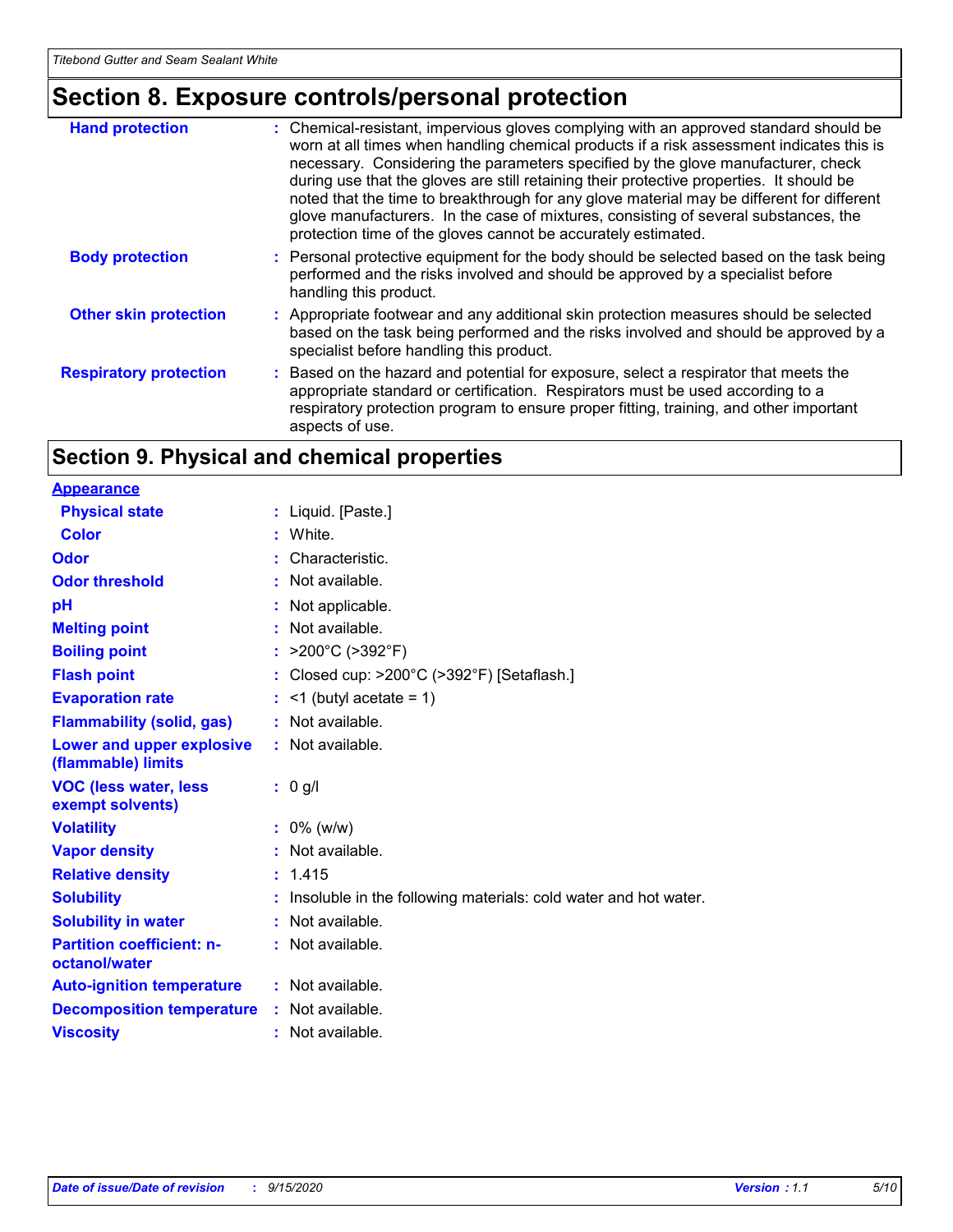# Section 8. Exposure controls/personal protection

| | |
|---|---|
| **Hand protection** | : Chemical-resistant, impervious gloves complying with an approved standard should be worn at all times when handling chemical products if a risk assessment indicates this is necessary. Considering the parameters specified by the glove manufacturer, check during use that the gloves are still retaining their protective properties. It should be noted that the time to breakthrough for any glove material may be different for different glove manufacturers. In the case of mixtures, consisting of several substances, the protection time of the gloves cannot be accurately estimated. |
| **Body protection** | : Personal protective equipment for the body should be selected based on the task being performed and the risks involved and should be approved by a specialist before handling this product. |
| **Other skin protection** | : Appropriate footwear and any additional skin protection measures should be selected based on the task being performed and the risks involved and should be approved by a specialist before handling this product. |
| **Respiratory protection** | : Based on the hazard and potential for exposure, select a respirator that meets the appropriate standard or certification. Respirators must be used according to a respiratory protection program to ensure proper fitting, training, and other important aspects of use. |

# Section 9. Physical and chemical properties

**Appearance**

| | |
|---|---|
| **Physical state** | : Liquid. [Paste.] |
| **Color** | : White. |
| **Odor** | : Characteristic. |
| **Odor threshold** | : Not available. |
| **pH** | : Not applicable. |
| **Melting point** | : Not available. |
| **Boiling point** | : >200°C (>392°F) |
| **Flash point** | : Closed cup: >200°C (>392°F) [Setaflash.] |
| **Evaporation rate** | : <1 (butyl acetate = 1) |
| **Flammability (solid, gas)** | : Not available. |
| **Lower and upper explosive (flammable) limits** | : Not available. |
| **VOC (less water, less exempt solvents)** | : 0 g/l |
| **Volatility** | : 0% (w/w) |
| **Vapor density** | : Not available. |
| **Relative density** | : 1.415 |
| **Solubility** | : Insoluble in the following materials: cold water and hot water. |
| **Solubility in water** | : Not available. |
| **Partition coefficient: n-octanol/water** | : Not available. |
| **Auto-ignition temperature** | : Not available. |
| **Decomposition temperature** | : Not available. |
| **Viscosity** | : Not available. |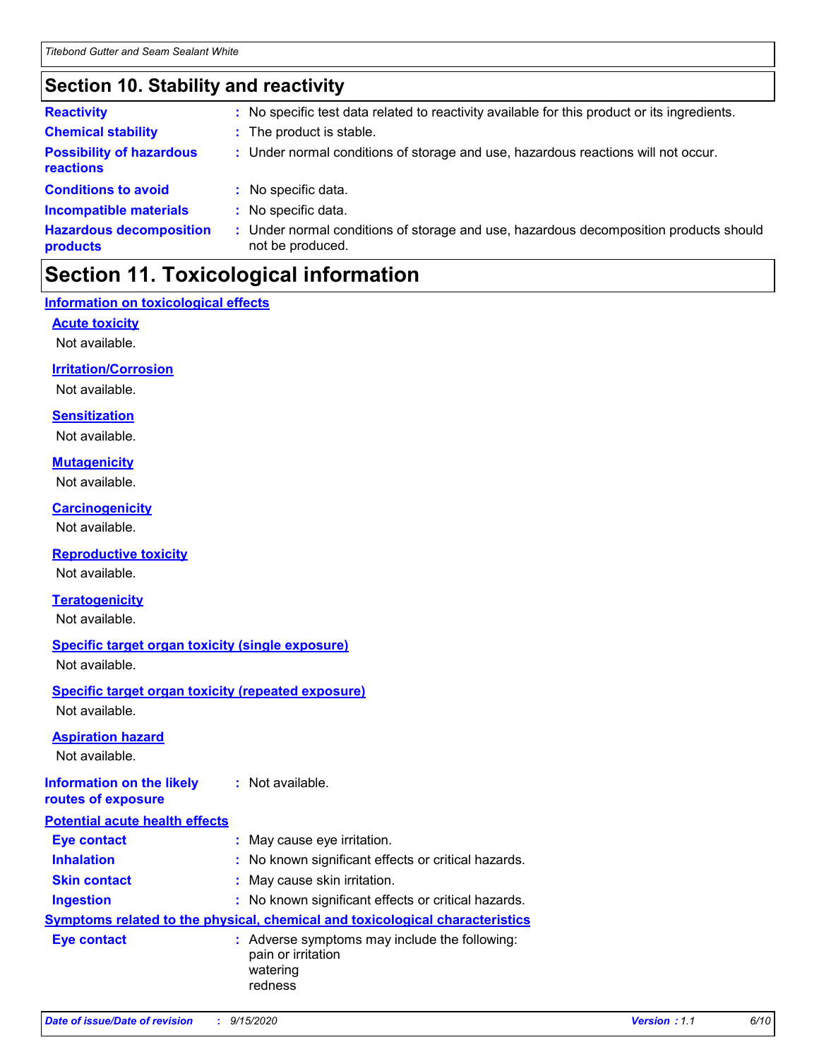## Section 10. Stability and reactivity

| | |
|---|---|
| **Reactivity** | : No specific test data related to reactivity available for this product or its ingredients. |
| **Chemical stability** | : The product is stable. |
| **Possibility of hazardous reactions** | : Under normal conditions of storage and use, hazardous reactions will not occur. |
| **Conditions to avoid** | : No specific data. |
| **Incompatible materials** | : No specific data. |
| **Hazardous decomposition products** | : Under normal conditions of storage and use, hazardous decomposition products should not be produced. |

## Section 11. Toxicological information

### Information on toxicological effects

**Acute toxicity**

Not available.

**Irritation/Corrosion**

Not available.

**Sensitization**

Not available.

**Mutagenicity**

Not available.

**Carcinogenicity**

Not available.

**Reproductive toxicity**

Not available.

**Teratogenicity**

Not available.

**Specific target organ toxicity (single exposure)**

Not available.

**Specific target organ toxicity (repeated exposure)**

Not available.

**Aspiration hazard**

Not available.

| | |
|---|---|
| **Information on the likely routes of exposure** | : Not available. |

### Potential acute health effects

| | |
|---|---|
| **Eye contact** | : May cause eye irritation. |
| **Inhalation** | : No known significant effects or critical hazards. |
| **Skin contact** | : May cause skin irritation. |
| **Ingestion** | : No known significant effects or critical hazards. |

### Symptoms related to the physical, chemical and toxicological characteristics

**Eye contact** : Adverse symptoms may include the following:
pain or irritation
watering
redness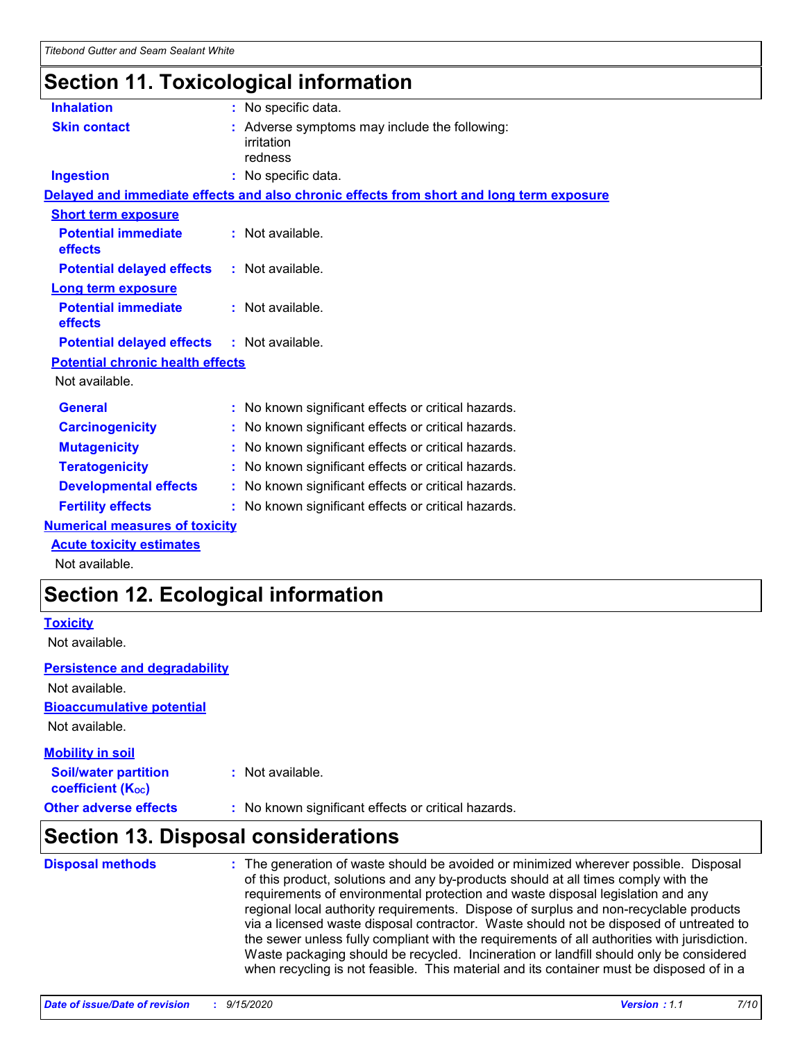## Section 11. Toxicological information

**Inhalation** : No specific data.

**Skin contact** : Adverse symptoms may include the following:
irritation
redness

**Ingestion** : No specific data.

**Delayed and immediate effects and also chronic effects from short and long term exposure**

**Short term exposure**

**Potential immediate effects** : Not available.

**Potential delayed effects** : Not available.

**Long term exposure**

**Potential immediate effects** : Not available.

**Potential delayed effects** : Not available.

**Potential chronic health effects**

Not available.

**General** : No known significant effects or critical hazards.

**Carcinogenicity** : No known significant effects or critical hazards.

**Mutagenicity** : No known significant effects or critical hazards.

**Teratogenicity** : No known significant effects or critical hazards.

**Developmental effects** : No known significant effects or critical hazards.

**Fertility effects** : No known significant effects or critical hazards.

**Numerical measures of toxicity**

**Acute toxicity estimates**

Not available.

## Section 12. Ecological information

**Toxicity**

Not available.

**Persistence and degradability**

Not available.

**Bioaccumulative potential**

Not available.

**Mobility in soil**

**Soil/water partition coefficient ($K_{OC}$)** : Not available.

**Other adverse effects** : No known significant effects or critical hazards.

## Section 13. Disposal considerations

**Disposal methods** : The generation of waste should be avoided or minimized wherever possible. Disposal of this product, solutions and any by-products should at all times comply with the requirements of environmental protection and waste disposal legislation and any regional local authority requirements. Dispose of surplus and non-recyclable products via a licensed waste disposal contractor. Waste should not be disposed of untreated to the sewer unless fully compliant with the requirements of all authorities with jurisdiction. Waste packaging should be recycled. Incineration or landfill should only be considered when recycling is not feasible. This material and its container must be disposed of in a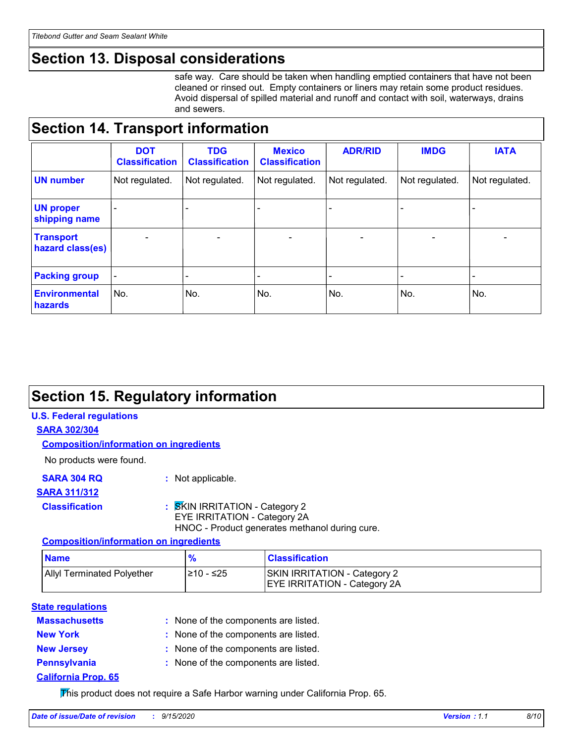## Section 13. Disposal considerations

safe way. Care should be taken when handling emptied containers that have not been cleaned or rinsed out. Empty containers or liners may retain some product residues. Avoid dispersal of spilled material and runoff and contact with soil, waterways, drains and sewers.

## Section 14. Transport information

| | DOT Classification | TDG Classification | Mexico Classification | ADR/RID | IMDG | IATA |
|---|---|---|---|---|---|---|
| UN number | Not regulated. | Not regulated. | Not regulated. | Not regulated. | Not regulated. | Not regulated. |
| UN proper shipping name | - | - | - | - | - | - |
| Transport hazard class(es) | - | - | - | - | - | - |
| Packing group | - | - | - | - | - | - |
| Environmental hazards | No. | No. | No. | No. | No. | No. |

## Section 15. Regulatory information

### U.S. Federal regulations

**SARA 302/304**

**Composition/information on ingredients**

No products were found.

**SARA 304 RQ** : Not applicable.

**SARA 311/312**

**Classification** : SKIN IRRITATION - Category 2
EYE IRRITATION - Category 2A
HNOC - Product generates methanol during cure.

**Composition/information on ingredients**

| Name | % | Classification |
|---|---|---|
| Allyl Terminated Polyether | ≥10 - ≤25 | SKIN IRRITATION - Category 2<br>EYE IRRITATION - Category 2A |

### State regulations

**Massachusetts** : None of the components are listed.

**New York** : None of the components are listed.

**New Jersey** : None of the components are listed.

**Pennsylvania** : None of the components are listed.

**California Prop. 65**

This product does not require a Safe Harbor warning under California Prop. 65.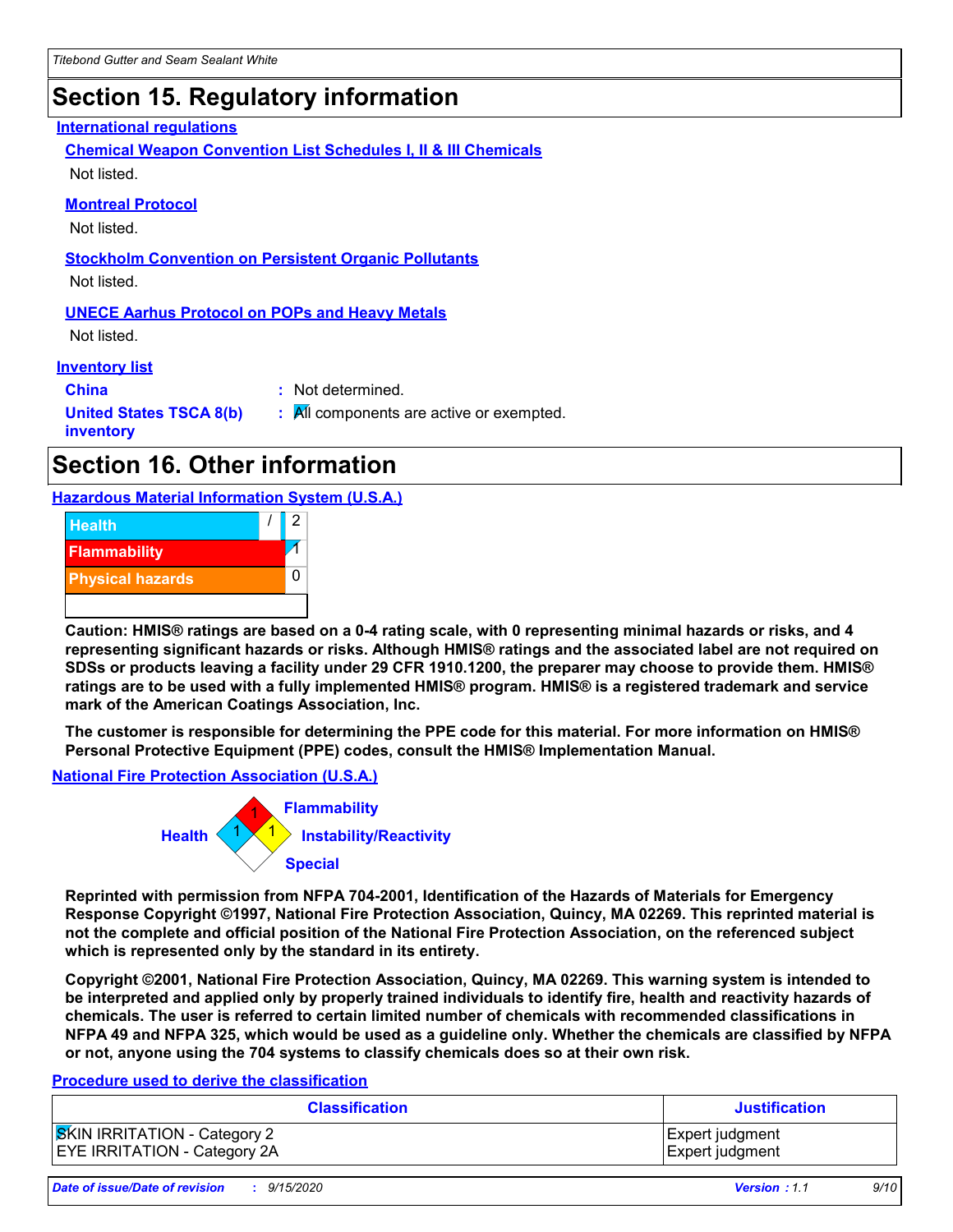## Section 15. Regulatory information

### International regulations

**Chemical Weapon Convention List Schedules I, II & III Chemicals**

Not listed.

**Montreal Protocol**

Not listed.

**Stockholm Convention on Persistent Organic Pollutants**

Not listed.

**UNECE Aarhus Protocol on POPs and Heavy Metals**

Not listed.

### Inventory list

**China** : Not determined.

**United States TSCA 8(b) inventory** : All components are active or exempted.

## Section 16. Other information

### Hazardous Material Information System (U.S.A.)

| | |
|---|---|
| Health | / 2 |
| Flammability | 1 |
| Physical hazards | 0 |

**Caution: HMIS® ratings are based on a 0-4 rating scale, with 0 representing minimal hazards or risks, and 4 representing significant hazards or risks. Although HMIS® ratings and the associated label are not required on SDSs or products leaving a facility under 29 CFR 1910.1200, the preparer may choose to provide them. HMIS® ratings are to be used with a fully implemented HMIS® program. HMIS® is a registered trademark and service mark of the American Coatings Association, Inc.**

**The customer is responsible for determining the PPE code for this material. For more information on HMIS® Personal Protective Equipment (PPE) codes, consult the HMIS® Implementation Manual.**

### National Fire Protection Association (U.S.A.)

Health: 1
Flammability: 1
Instability/Reactivity: 1
Special:

**Reprinted with permission from NFPA 704-2001, Identification of the Hazards of Materials for Emergency Response Copyright ©1997, National Fire Protection Association, Quincy, MA 02269. This reprinted material is not the complete and official position of the National Fire Protection Association, on the referenced subject which is represented only by the standard in its entirety.**

**Copyright ©2001, National Fire Protection Association, Quincy, MA 02269. This warning system is intended to be interpreted and applied only by properly trained individuals to identify fire, health and reactivity hazards of chemicals. The user is referred to certain limited number of chemicals with recommended classifications in NFPA 49 and NFPA 325, which would be used as a guideline only. Whether the chemicals are classified by NFPA or not, anyone using the 704 systems to classify chemicals does so at their own risk.**

### Procedure used to derive the classification

| Classification | Justification |
|---|---|
| SKIN IRRITATION - Category 2<br>EYE IRRITATION - Category 2A | Expert judgment<br>Expert judgment |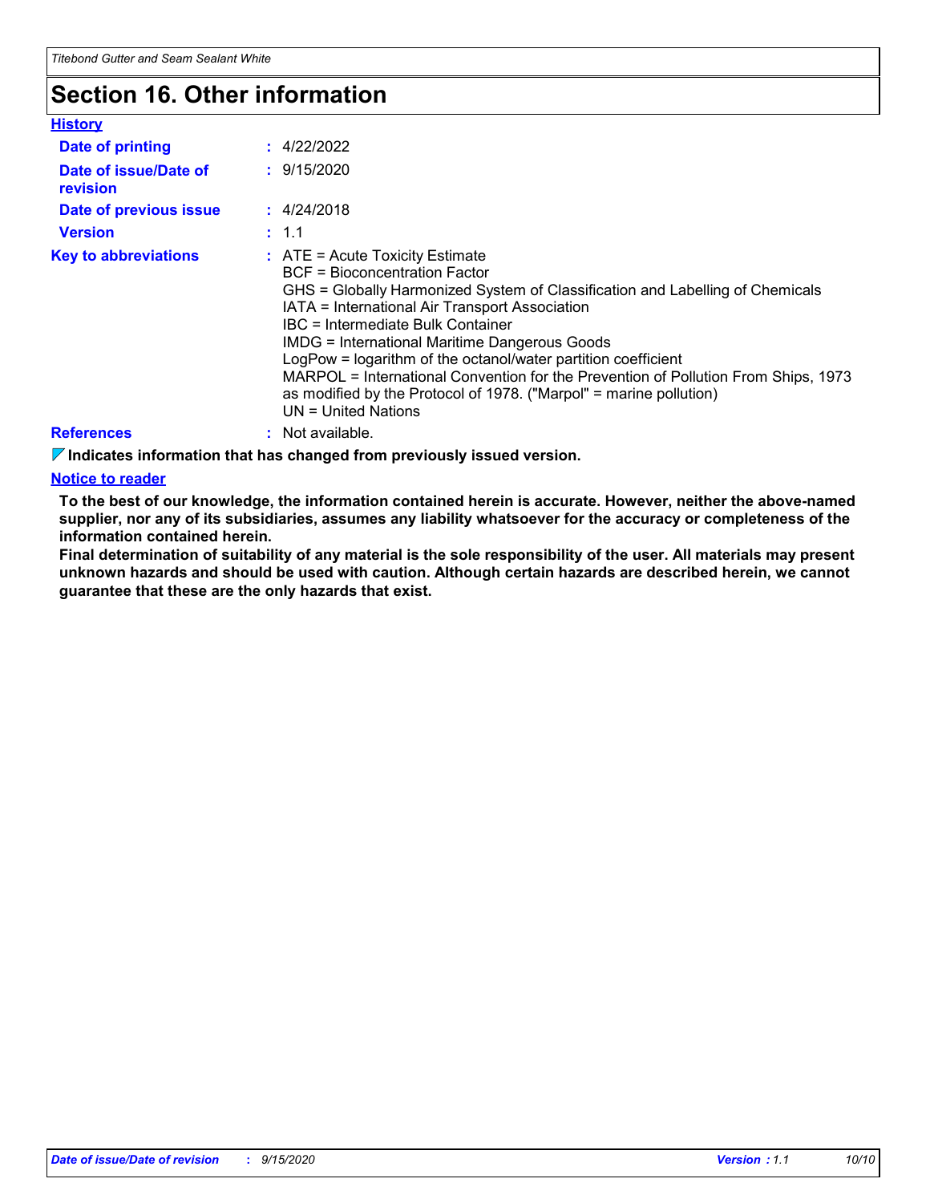# Section 16. Other information

**History**

| | |
|---|---|
| **Date of printing** | 4/22/2022 |
| **Date of issue/Date of revision** | 9/15/2020 |
| **Date of previous issue** | 4/24/2018 |
| **Version** | 1.1 |

**Key to abbreviations** : ATE = Acute Toxicity Estimate
BCF = Bioconcentration Factor
GHS = Globally Harmonized System of Classification and Labelling of Chemicals
IATA = International Air Transport Association
IBC = Intermediate Bulk Container
IMDG = International Maritime Dangerous Goods
LogPow = logarithm of the octanol/water partition coefficient
MARPOL = International Convention for the Prevention of Pollution From Ships, 1973 as modified by the Protocol of 1978. ("Marpol" = marine pollution)
UN = United Nations

**References** : Not available.

**Indicates information that has changed from previously issued version.**

**Notice to reader**

**To the best of our knowledge, the information contained herein is accurate. However, neither the above-named supplier, nor any of its subsidiaries, assumes any liability whatsoever for the accuracy or completeness of the information contained herein.**

**Final determination of suitability of any material is the sole responsibility of the user. All materials may present unknown hazards and should be used with caution. Although certain hazards are described herein, we cannot guarantee that these are the only hazards that exist.**